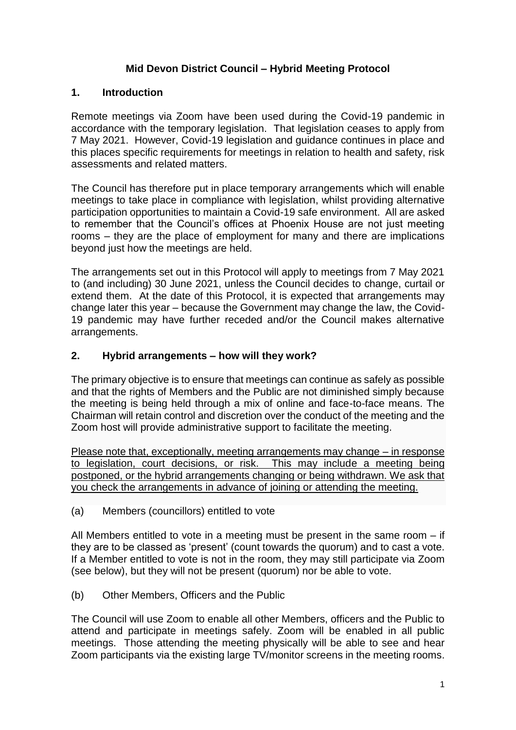# Mid Devon District Council – Hybrid Meeting Protocol

## 1. Introduction

Remote meetings via Zoom have been used during the Covid-19 pandemic in accordance with the temporary legislation. That legislation ceases to apply from 7 May 2021. However, Covid-19 legislation and guidance continues in place and this places specific requirements for meetings in relation to health and safety, risk assessments and related matters.

The Council has therefore put in place temporary arrangements which will enable meetings to take place in compliance with legislation, whilst providing alternative participation opportunities to maintain a Covid-19 safe environment. All are asked to remember that the Council's offices at Phoenix House are not just meeting rooms – they are the place of employment for many and there are implications beyond just how the meetings are held.

The arrangements set out in this Protocol will apply to meetings from 7 May 2021 to (and including) 30 June 2021, unless the Council decides to change, curtail or extend them. At the date of this Protocol, it is expected that arrangements may change later this year – because the Government may change the law, the Covid-19 pandemic may have further receded and/or the Council makes alternative arrangements.

## 2. Hybrid arrangements – how will they work?

The primary objective is to ensure that meetings can continue as safely as possible and that the rights of Members and the Public are not diminished simply because the meeting is being held through a mix of online and face-to-face means. The Chairman will retain control and discretion over the conduct of the meeting and the Zoom host will provide administrative support to facilitate the meeting.

<u>Please note that, exceptionally, meeting arrangements may change – in response to legislation, court decisions, or risk. This may include a meeting being postponed, or the hybrid arrangements changing or being withdrawn. We ask that you check the arrangements in advance of joining or attending the meeting.</u>

(a) Members (councillors) entitled to vote

All Members entitled to vote in a meeting must be present in the same room – if they are to be classed as 'present' (count towards the quorum) and to cast a vote. If a Member entitled to vote is not in the room, they may still participate via Zoom (see below), but they will not be present (quorum) nor be able to vote.

(b) Other Members, Officers and the Public

The Council will use Zoom to enable all other Members, officers and the Public to attend and participate in meetings safely. Zoom will be enabled in all public meetings. Those attending the meeting physically will be able to see and hear Zoom participants via the existing large TV/monitor screens in the meeting rooms.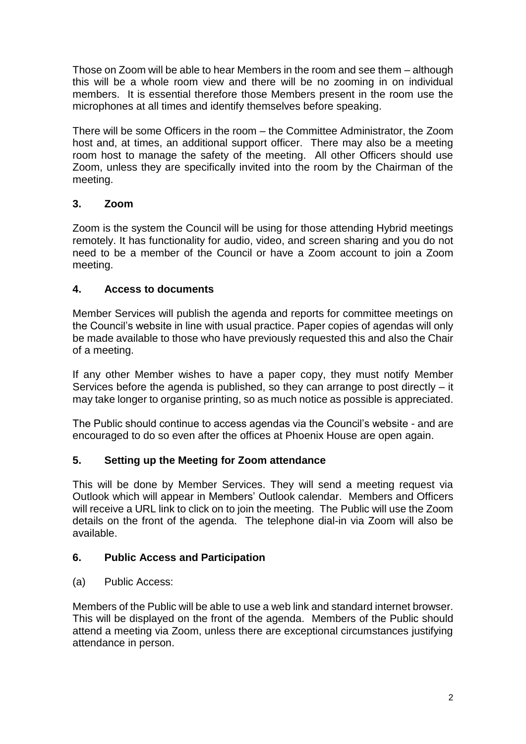Those on Zoom will be able to hear Members in the room and see them – although this will be a whole room view and there will be no zooming in on individual members. It is essential therefore those Members present in the room use the microphones at all times and identify themselves before speaking.

There will be some Officers in the room – the Committee Administrator, the Zoom host and, at times, an additional support officer. There may also be a meeting room host to manage the safety of the meeting. All other Officers should use Zoom, unless they are specifically invited into the room by the Chairman of the meeting.

## 3. Zoom

Zoom is the system the Council will be using for those attending Hybrid meetings remotely. It has functionality for audio, video, and screen sharing and you do not need to be a member of the Council or have a Zoom account to join a Zoom meeting.

## 4. Access to documents

Member Services will publish the agenda and reports for committee meetings on the Council's website in line with usual practice. Paper copies of agendas will only be made available to those who have previously requested this and also the Chair of a meeting.

If any other Member wishes to have a paper copy, they must notify Member Services before the agenda is published, so they can arrange to post directly – it may take longer to organise printing, so as much notice as possible is appreciated.

The Public should continue to access agendas via the Council's website - and are encouraged to do so even after the offices at Phoenix House are open again.

## 5. Setting up the Meeting for Zoom attendance

This will be done by Member Services. They will send a meeting request via Outlook which will appear in Members' Outlook calendar. Members and Officers will receive a URL link to click on to join the meeting. The Public will use the Zoom details on the front of the agenda. The telephone dial-in via Zoom will also be available.

## 6. Public Access and Participation

(a) Public Access:

Members of the Public will be able to use a web link and standard internet browser. This will be displayed on the front of the agenda. Members of the Public should attend a meeting via Zoom, unless there are exceptional circumstances justifying attendance in person.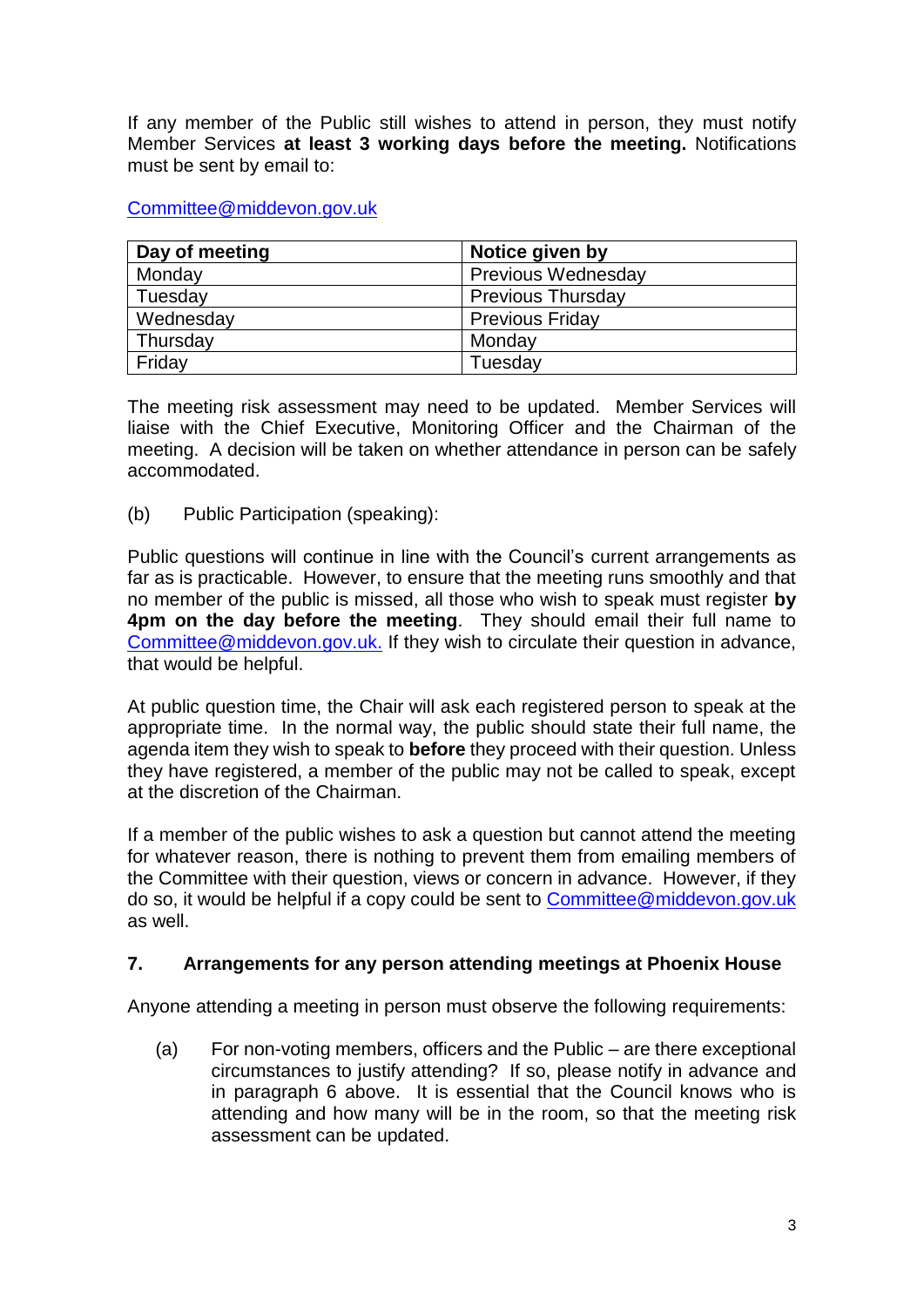If any member of the Public still wishes to attend in person, they must notify Member Services **at least 3 working days before the meeting.** Notifications must be sent by email to:

Committee@middevon.gov.uk

| Day of meeting | Notice given by |
|---|---|
| Monday | Previous Wednesday |
| Tuesday | Previous Thursday |
| Wednesday | Previous Friday |
| Thursday | Monday |
| Friday | Tuesday |

The meeting risk assessment may need to be updated. Member Services will liaise with the Chief Executive, Monitoring Officer and the Chairman of the meeting. A decision will be taken on whether attendance in person can be safely accommodated.

(b) Public Participation (speaking):

Public questions will continue in line with the Council's current arrangements as far as is practicable. However, to ensure that the meeting runs smoothly and that no member of the public is missed, all those who wish to speak must register **by 4pm on the day before the meeting**. They should email their full name to Committee@middevon.gov.uk. If they wish to circulate their question in advance, that would be helpful.

At public question time, the Chair will ask each registered person to speak at the appropriate time. In the normal way, the public should state their full name, the agenda item they wish to speak to **before** they proceed with their question. Unless they have registered, a member of the public may not be called to speak, except at the discretion of the Chairman.

If a member of the public wishes to ask a question but cannot attend the meeting for whatever reason, there is nothing to prevent them from emailing members of the Committee with their question, views or concern in advance. However, if they do so, it would be helpful if a copy could be sent to Committee@middevon.gov.uk as well.

### 7. Arrangements for any person attending meetings at Phoenix House

Anyone attending a meeting in person must observe the following requirements:

(a) For non-voting members, officers and the Public – are there exceptional circumstances to justify attending? If so, please notify in advance and in paragraph 6 above. It is essential that the Council knows who is attending and how many will be in the room, so that the meeting risk assessment can be updated.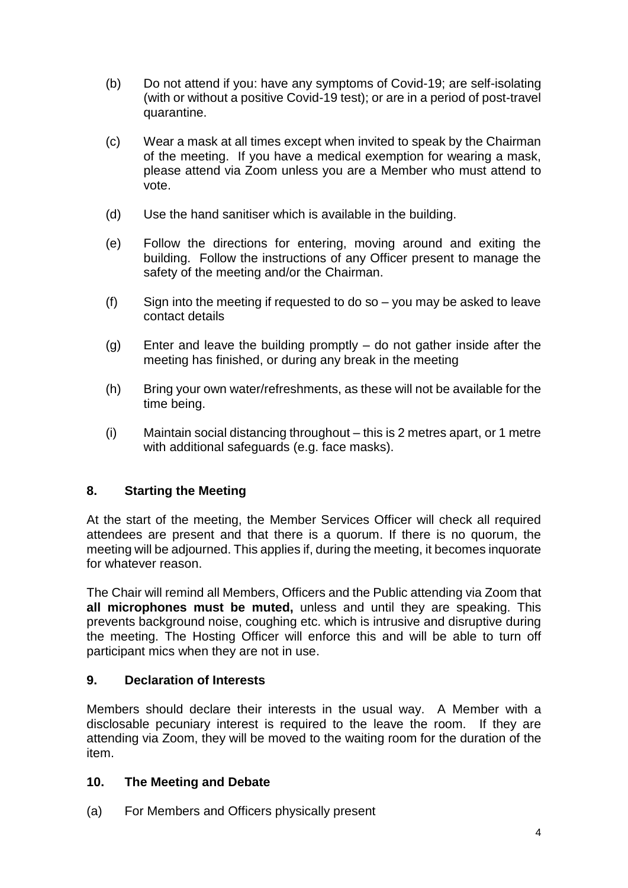(b) Do not attend if you: have any symptoms of Covid-19; are self-isolating (with or without a positive Covid-19 test); or are in a period of post-travel quarantine.

(c) Wear a mask at all times except when invited to speak by the Chairman of the meeting. If you have a medical exemption for wearing a mask, please attend via Zoom unless you are a Member who must attend to vote.

(d) Use the hand sanitiser which is available in the building.

(e) Follow the directions for entering, moving around and exiting the building. Follow the instructions of any Officer present to manage the safety of the meeting and/or the Chairman.

(f) Sign into the meeting if requested to do so – you may be asked to leave contact details

(g) Enter and leave the building promptly – do not gather inside after the meeting has finished, or during any break in the meeting

(h) Bring your own water/refreshments, as these will not be available for the time being.

(i) Maintain social distancing throughout – this is 2 metres apart, or 1 metre with additional safeguards (e.g. face masks).

## 8. Starting the Meeting

At the start of the meeting, the Member Services Officer will check all required attendees are present and that there is a quorum. If there is no quorum, the meeting will be adjourned. This applies if, during the meeting, it becomes inquorate for whatever reason.

The Chair will remind all Members, Officers and the Public attending via Zoom that **all microphones must be muted,** unless and until they are speaking. This prevents background noise, coughing etc. which is intrusive and disruptive during the meeting. The Hosting Officer will enforce this and will be able to turn off participant mics when they are not in use.

## 9. Declaration of Interests

Members should declare their interests in the usual way. A Member with a disclosable pecuniary interest is required to the leave the room. If they are attending via Zoom, they will be moved to the waiting room for the duration of the item.

## 10. The Meeting and Debate

(a) For Members and Officers physically present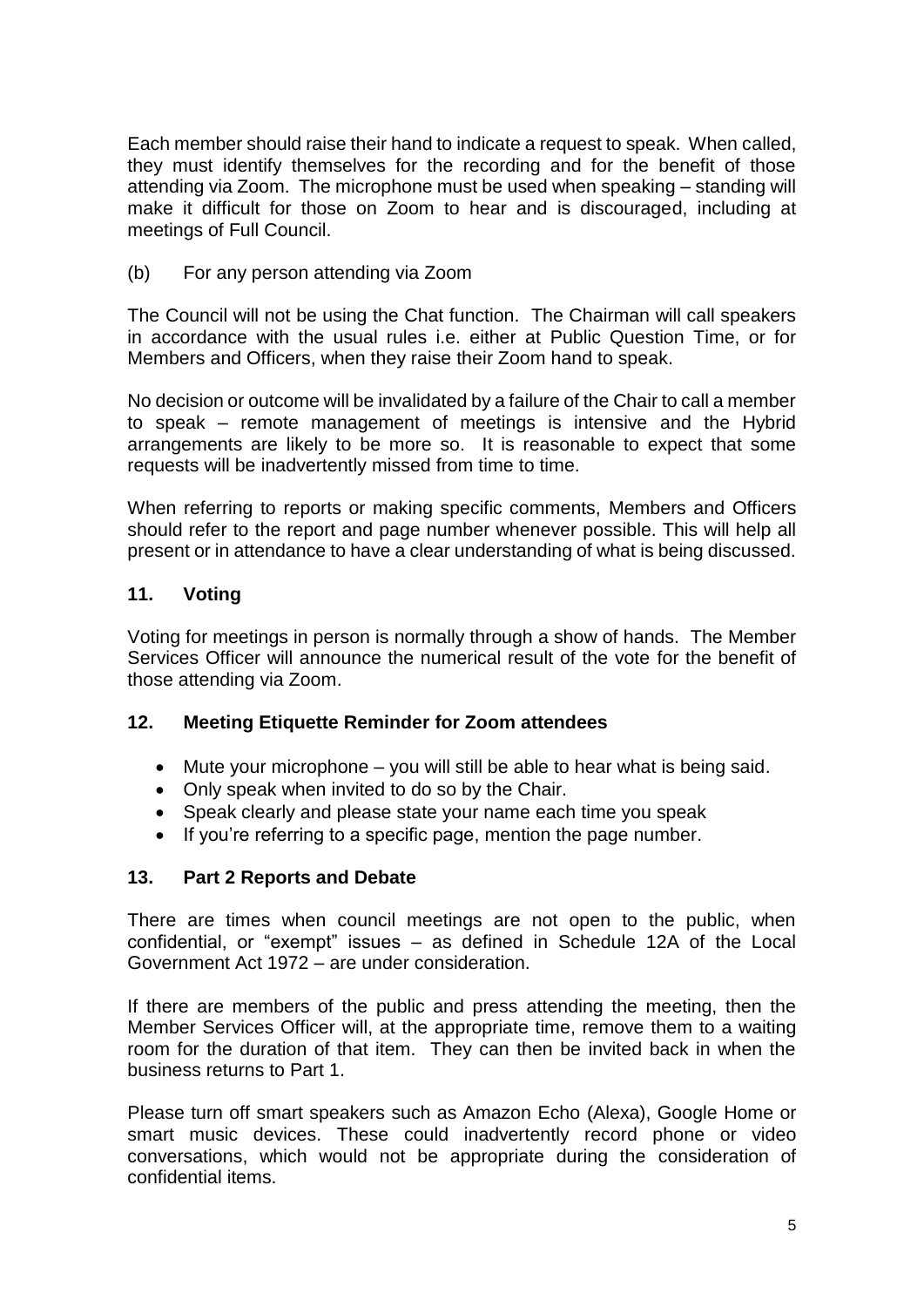Each member should raise their hand to indicate a request to speak. When called, they must identify themselves for the recording and for the benefit of those attending via Zoom. The microphone must be used when speaking – standing will make it difficult for those on Zoom to hear and is discouraged, including at meetings of Full Council.

(b) For any person attending via Zoom

The Council will not be using the Chat function. The Chairman will call speakers in accordance with the usual rules i.e. either at Public Question Time, or for Members and Officers, when they raise their Zoom hand to speak.

No decision or outcome will be invalidated by a failure of the Chair to call a member to speak – remote management of meetings is intensive and the Hybrid arrangements are likely to be more so. It is reasonable to expect that some requests will be inadvertently missed from time to time.

When referring to reports or making specific comments, Members and Officers should refer to the report and page number whenever possible. This will help all present or in attendance to have a clear understanding of what is being discussed.

## 11. Voting

Voting for meetings in person is normally through a show of hands. The Member Services Officer will announce the numerical result of the vote for the benefit of those attending via Zoom.

## 12. Meeting Etiquette Reminder for Zoom attendees

- Mute your microphone – you will still be able to hear what is being said.
- Only speak when invited to do so by the Chair.
- Speak clearly and please state your name each time you speak
- If you're referring to a specific page, mention the page number.

## 13. Part 2 Reports and Debate

There are times when council meetings are not open to the public, when confidential, or "exempt" issues – as defined in Schedule 12A of the Local Government Act 1972 – are under consideration.

If there are members of the public and press attending the meeting, then the Member Services Officer will, at the appropriate time, remove them to a waiting room for the duration of that item. They can then be invited back in when the business returns to Part 1.

Please turn off smart speakers such as Amazon Echo (Alexa), Google Home or smart music devices. These could inadvertently record phone or video conversations, which would not be appropriate during the consideration of confidential items.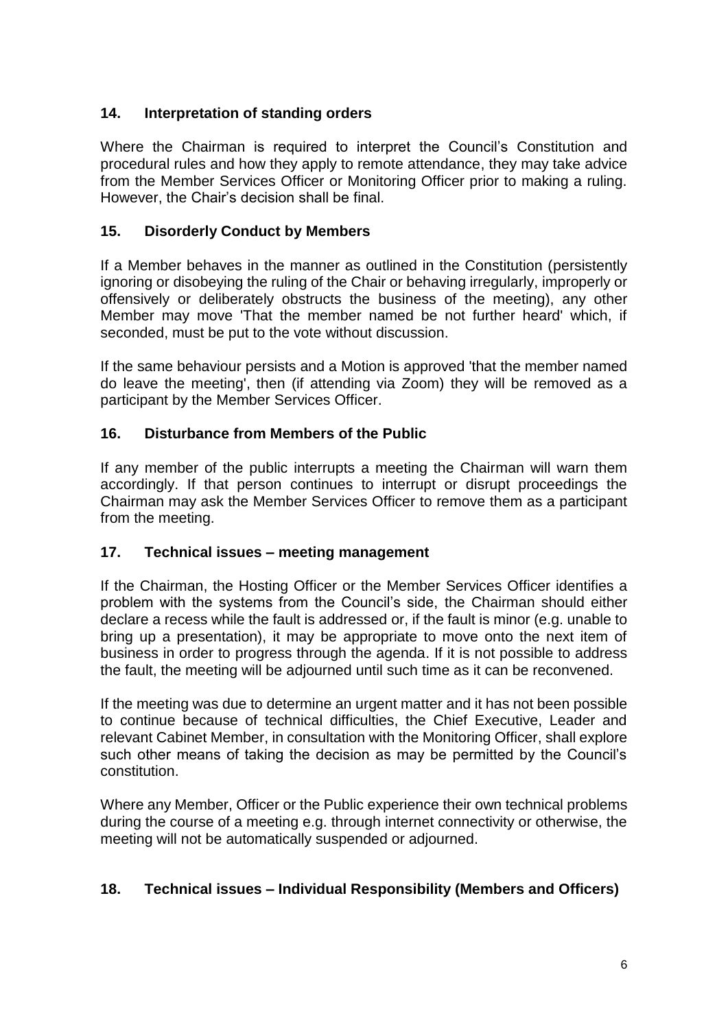## 14. Interpretation of standing orders

Where the Chairman is required to interpret the Council's Constitution and procedural rules and how they apply to remote attendance, they may take advice from the Member Services Officer or Monitoring Officer prior to making a ruling. However, the Chair's decision shall be final.

## 15. Disorderly Conduct by Members

If a Member behaves in the manner as outlined in the Constitution (persistently ignoring or disobeying the ruling of the Chair or behaving irregularly, improperly or offensively or deliberately obstructs the business of the meeting), any other Member may move 'That the member named be not further heard' which, if seconded, must be put to the vote without discussion.

If the same behaviour persists and a Motion is approved 'that the member named do leave the meeting', then (if attending via Zoom) they will be removed as a participant by the Member Services Officer.

## 16. Disturbance from Members of the Public

If any member of the public interrupts a meeting the Chairman will warn them accordingly. If that person continues to interrupt or disrupt proceedings the Chairman may ask the Member Services Officer to remove them as a participant from the meeting.

## 17. Technical issues – meeting management

If the Chairman, the Hosting Officer or the Member Services Officer identifies a problem with the systems from the Council's side, the Chairman should either declare a recess while the fault is addressed or, if the fault is minor (e.g. unable to bring up a presentation), it may be appropriate to move onto the next item of business in order to progress through the agenda. If it is not possible to address the fault, the meeting will be adjourned until such time as it can be reconvened.

If the meeting was due to determine an urgent matter and it has not been possible to continue because of technical difficulties, the Chief Executive, Leader and relevant Cabinet Member, in consultation with the Monitoring Officer, shall explore such other means of taking the decision as may be permitted by the Council's constitution.

Where any Member, Officer or the Public experience their own technical problems during the course of a meeting e.g. through internet connectivity or otherwise, the meeting will not be automatically suspended or adjourned.

## 18. Technical issues – Individual Responsibility (Members and Officers)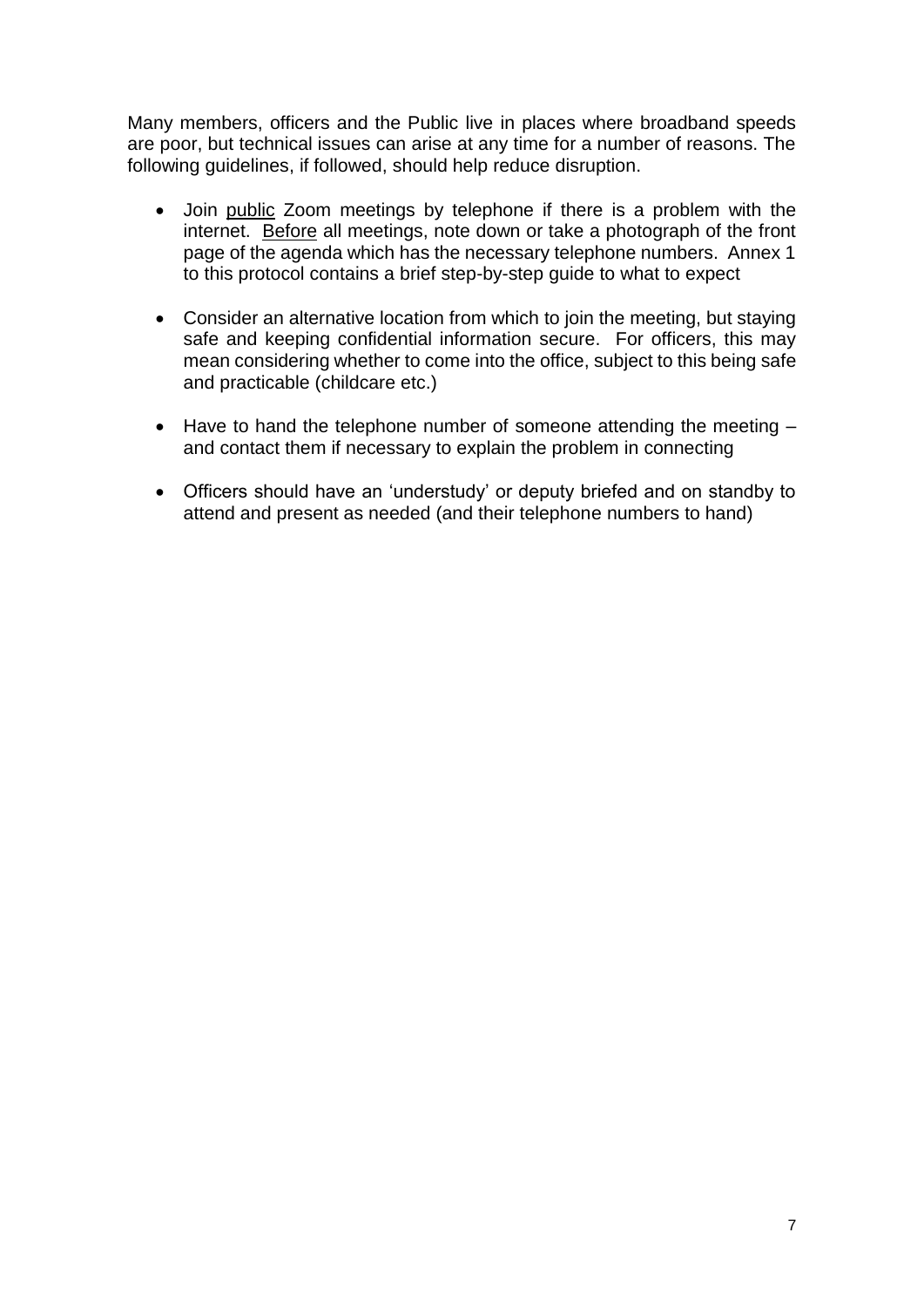Many members, officers and the Public live in places where broadband speeds are poor, but technical issues can arise at any time for a number of reasons. The following guidelines, if followed, should help reduce disruption.

- Join <u>public</u> Zoom meetings by telephone if there is a problem with the internet. <u>Before</u> all meetings, note down or take a photograph of the front page of the agenda which has the necessary telephone numbers. Annex 1 to this protocol contains a brief step-by-step guide to what to expect

- Consider an alternative location from which to join the meeting, but staying safe and keeping confidential information secure. For officers, this may mean considering whether to come into the office, subject to this being safe and practicable (childcare etc.)

- Have to hand the telephone number of someone attending the meeting – and contact them if necessary to explain the problem in connecting

- Officers should have an 'understudy' or deputy briefed and on standby to attend and present as needed (and their telephone numbers to hand)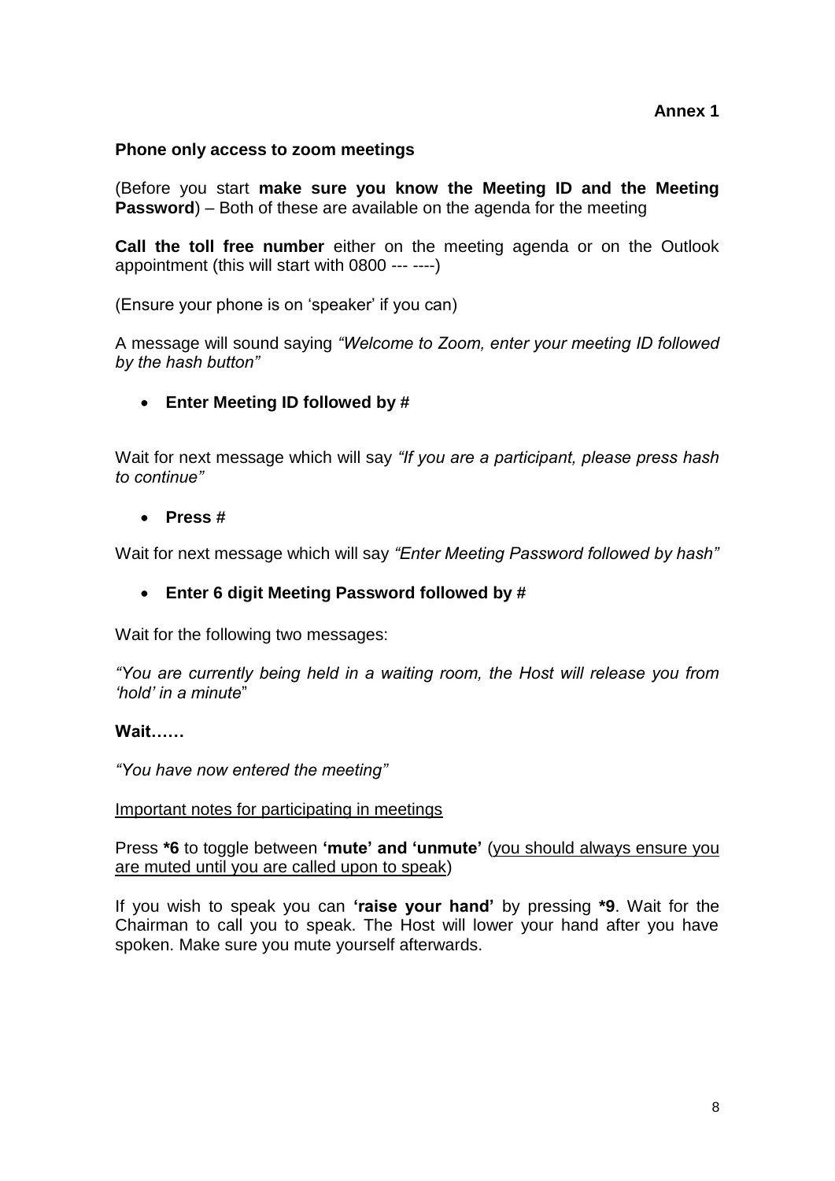**Annex 1**

**Phone only access to zoom meetings**

(Before you start **make sure you know the Meeting ID and the Meeting Password**) – Both of these are available on the agenda for the meeting

**Call the toll free number** either on the meeting agenda or on the Outlook appointment (this will start with 0800 --- ----)

(Ensure your phone is on 'speaker' if you can)

A message will sound saying *"Welcome to Zoom, enter your meeting ID followed by the hash button"*

- **Enter Meeting ID followed by #**

Wait for next message which will say *"If you are a participant, please press hash to continue"*

- **Press #**

Wait for next message which will say *"Enter Meeting Password followed by hash"*

- **Enter 6 digit Meeting Password followed by #**

Wait for the following two messages:

*"You are currently being held in a waiting room, the Host will release you from 'hold' in a minute*"

**Wait……**

*"You have now entered the meeting"*

<u>Important notes for participating in meetings</u>

Press **\*6** to toggle between **'mute' and 'unmute'** (<u>you should always ensure you are muted until you are called upon to speak</u>)

If you wish to speak you can **'raise your hand'** by pressing **\*9**. Wait for the Chairman to call you to speak. The Host will lower your hand after you have spoken. Make sure you mute yourself afterwards.